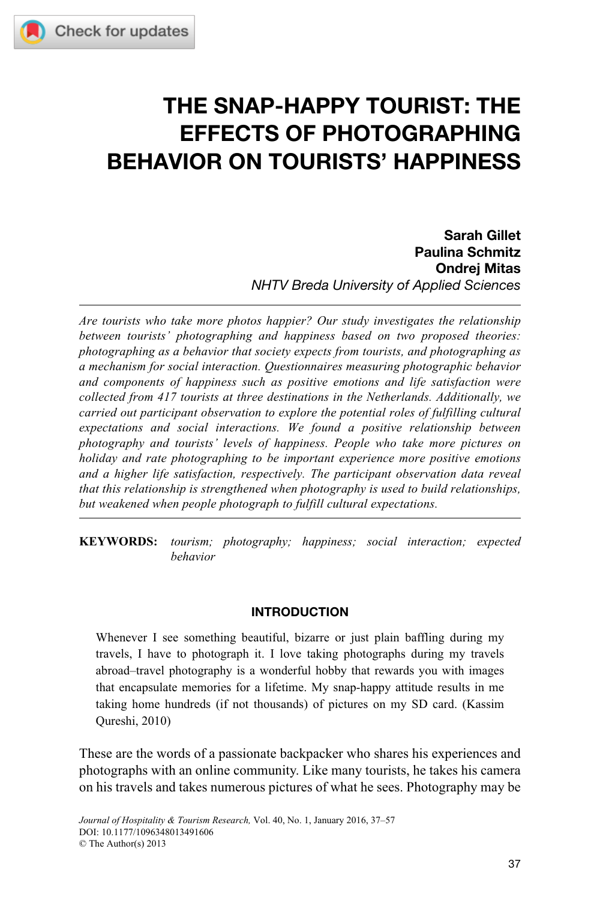# THE SNAP-HAPPY TOURIST: THE EFFECTS OF PHOTOGRAPHING BEHAVIOR ON TOURISTS' HAPPINESS

**Sarah Gillet**
**Paulina Schmitz**
**Ondrej Mitas**
*NHTV Breda University of Applied Sciences*

---

*Are tourists who take more photos happier? Our study investigates the relationship between tourists' photographing and happiness based on two proposed theories: photographing as a behavior that society expects from tourists, and photographing as a mechanism for social interaction. Questionnaires measuring photographic behavior and components of happiness such as positive emotions and life satisfaction were collected from 417 tourists at three destinations in the Netherlands. Additionally, we carried out participant observation to explore the potential roles of fulfilling cultural expectations and social interactions. We found a positive relationship between photography and tourists' levels of happiness. People who take more pictures on holiday and rate photographing to be important experience more positive emotions and a higher life satisfaction, respectively. The participant observation data reveal that this relationship is strengthened when photography is used to build relationships, but weakened when people photograph to fulfill cultural expectations.*

---

**KEYWORDS:** *tourism; photography; happiness; social interaction; expected behavior*

## INTRODUCTION

> Whenever I see something beautiful, bizarre or just plain baffling during my travels, I have to photograph it. I love taking photographs during my travels abroad–travel photography is a wonderful hobby that rewards you with images that encapsulate memories for a lifetime. My snap-happy attitude results in me taking home hundreds (if not thousands) of pictures on my SD card. (Kassim Qureshi, 2010)

These are the words of a passionate backpacker who shares his experiences and photographs with an online community. Like many tourists, he takes his camera on his travels and takes numerous pictures of what he sees. Photography may be

*Journal of Hospitality & Tourism Research,* Vol. 40, No. 1, January 2016, 37–57
DOI: 10.1177/1096348013491606
© The Author(s) 2013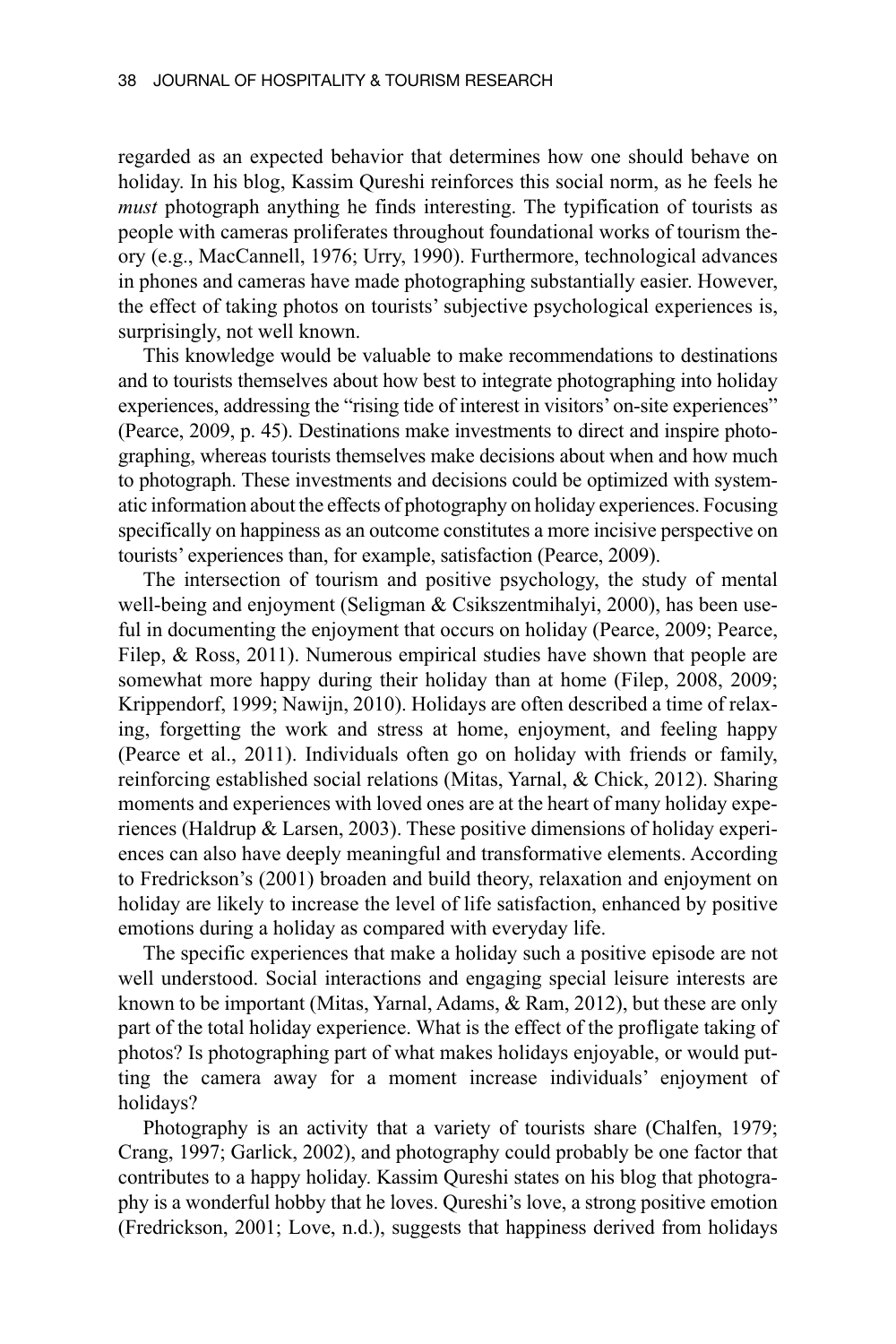regarded as an expected behavior that determines how one should behave on holiday. In his blog, Kassim Qureshi reinforces this social norm, as he feels he *must* photograph anything he finds interesting. The typification of tourists as people with cameras proliferates throughout foundational works of tourism theory (e.g., MacCannell, 1976; Urry, 1990). Furthermore, technological advances in phones and cameras have made photographing substantially easier. However, the effect of taking photos on tourists' subjective psychological experiences is, surprisingly, not well known.

This knowledge would be valuable to make recommendations to destinations and to tourists themselves about how best to integrate photographing into holiday experiences, addressing the "rising tide of interest in visitors' on-site experiences" (Pearce, 2009, p. 45). Destinations make investments to direct and inspire photographing, whereas tourists themselves make decisions about when and how much to photograph. These investments and decisions could be optimized with systematic information about the effects of photography on holiday experiences. Focusing specifically on happiness as an outcome constitutes a more incisive perspective on tourists' experiences than, for example, satisfaction (Pearce, 2009).

The intersection of tourism and positive psychology, the study of mental well-being and enjoyment (Seligman & Csikszentmihalyi, 2000), has been useful in documenting the enjoyment that occurs on holiday (Pearce, 2009; Pearce, Filep, & Ross, 2011). Numerous empirical studies have shown that people are somewhat more happy during their holiday than at home (Filep, 2008, 2009; Krippendorf, 1999; Nawijn, 2010). Holidays are often described a time of relaxing, forgetting the work and stress at home, enjoyment, and feeling happy (Pearce et al., 2011). Individuals often go on holiday with friends or family, reinforcing established social relations (Mitas, Yarnal, & Chick, 2012). Sharing moments and experiences with loved ones are at the heart of many holiday experiences (Haldrup & Larsen, 2003). These positive dimensions of holiday experiences can also have deeply meaningful and transformative elements. According to Fredrickson's (2001) broaden and build theory, relaxation and enjoyment on holiday are likely to increase the level of life satisfaction, enhanced by positive emotions during a holiday as compared with everyday life.

The specific experiences that make a holiday such a positive episode are not well understood. Social interactions and engaging special leisure interests are known to be important (Mitas, Yarnal, Adams, & Ram, 2012), but these are only part of the total holiday experience. What is the effect of the profligate taking of photos? Is photographing part of what makes holidays enjoyable, or would putting the camera away for a moment increase individuals' enjoyment of holidays?

Photography is an activity that a variety of tourists share (Chalfen, 1979; Crang, 1997; Garlick, 2002), and photography could probably be one factor that contributes to a happy holiday. Kassim Qureshi states on his blog that photography is a wonderful hobby that he loves. Qureshi's love, a strong positive emotion (Fredrickson, 2001; Love, n.d.), suggests that happiness derived from holidays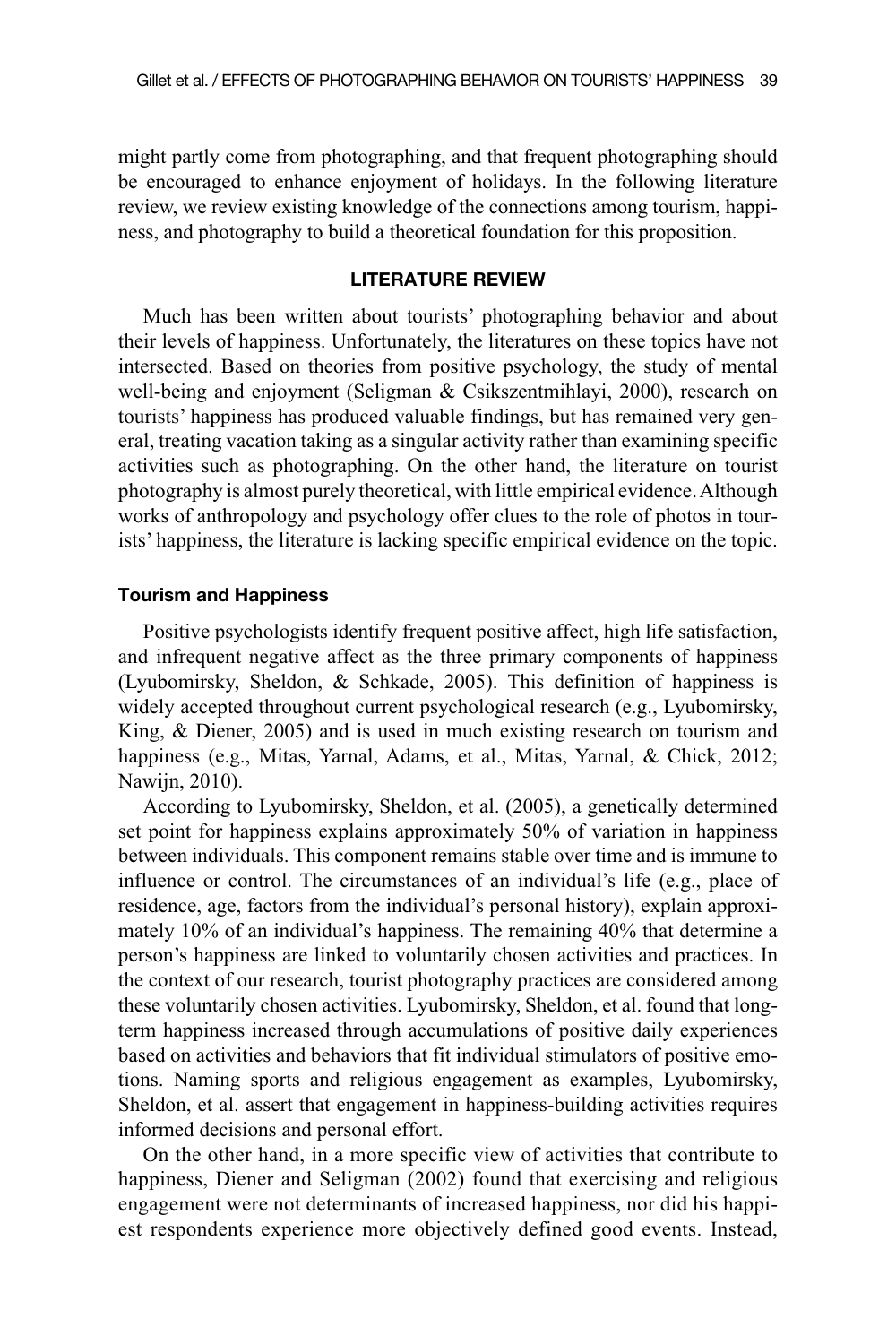might partly come from photographing, and that frequent photographing should be encouraged to enhance enjoyment of holidays. In the following literature review, we review existing knowledge of the connections among tourism, happiness, and photography to build a theoretical foundation for this proposition.

## LITERATURE REVIEW

Much has been written about tourists' photographing behavior and about their levels of happiness. Unfortunately, the literatures on these topics have not intersected. Based on theories from positive psychology, the study of mental well-being and enjoyment (Seligman & Csikszentmihlayi, 2000), research on tourists' happiness has produced valuable findings, but has remained very general, treating vacation taking as a singular activity rather than examining specific activities such as photographing. On the other hand, the literature on tourist photography is almost purely theoretical, with little empirical evidence. Although works of anthropology and psychology offer clues to the role of photos in tourists' happiness, the literature is lacking specific empirical evidence on the topic.

### Tourism and Happiness

Positive psychologists identify frequent positive affect, high life satisfaction, and infrequent negative affect as the three primary components of happiness (Lyubomirsky, Sheldon, & Schkade, 2005). This definition of happiness is widely accepted throughout current psychological research (e.g., Lyubomirsky, King, & Diener, 2005) and is used in much existing research on tourism and happiness (e.g., Mitas, Yarnal, Adams, et al., Mitas, Yarnal, & Chick, 2012; Nawijn, 2010).

According to Lyubomirsky, Sheldon, et al. (2005), a genetically determined set point for happiness explains approximately 50% of variation in happiness between individuals. This component remains stable over time and is immune to influence or control. The circumstances of an individual's life (e.g., place of residence, age, factors from the individual's personal history), explain approximately 10% of an individual's happiness. The remaining 40% that determine a person's happiness are linked to voluntarily chosen activities and practices. In the context of our research, tourist photography practices are considered among these voluntarily chosen activities. Lyubomirsky, Sheldon, et al. found that long-term happiness increased through accumulations of positive daily experiences based on activities and behaviors that fit individual stimulators of positive emotions. Naming sports and religious engagement as examples, Lyubomirsky, Sheldon, et al. assert that engagement in happiness-building activities requires informed decisions and personal effort.

On the other hand, in a more specific view of activities that contribute to happiness, Diener and Seligman (2002) found that exercising and religious engagement were not determinants of increased happiness, nor did his happiest respondents experience more objectively defined good events. Instead,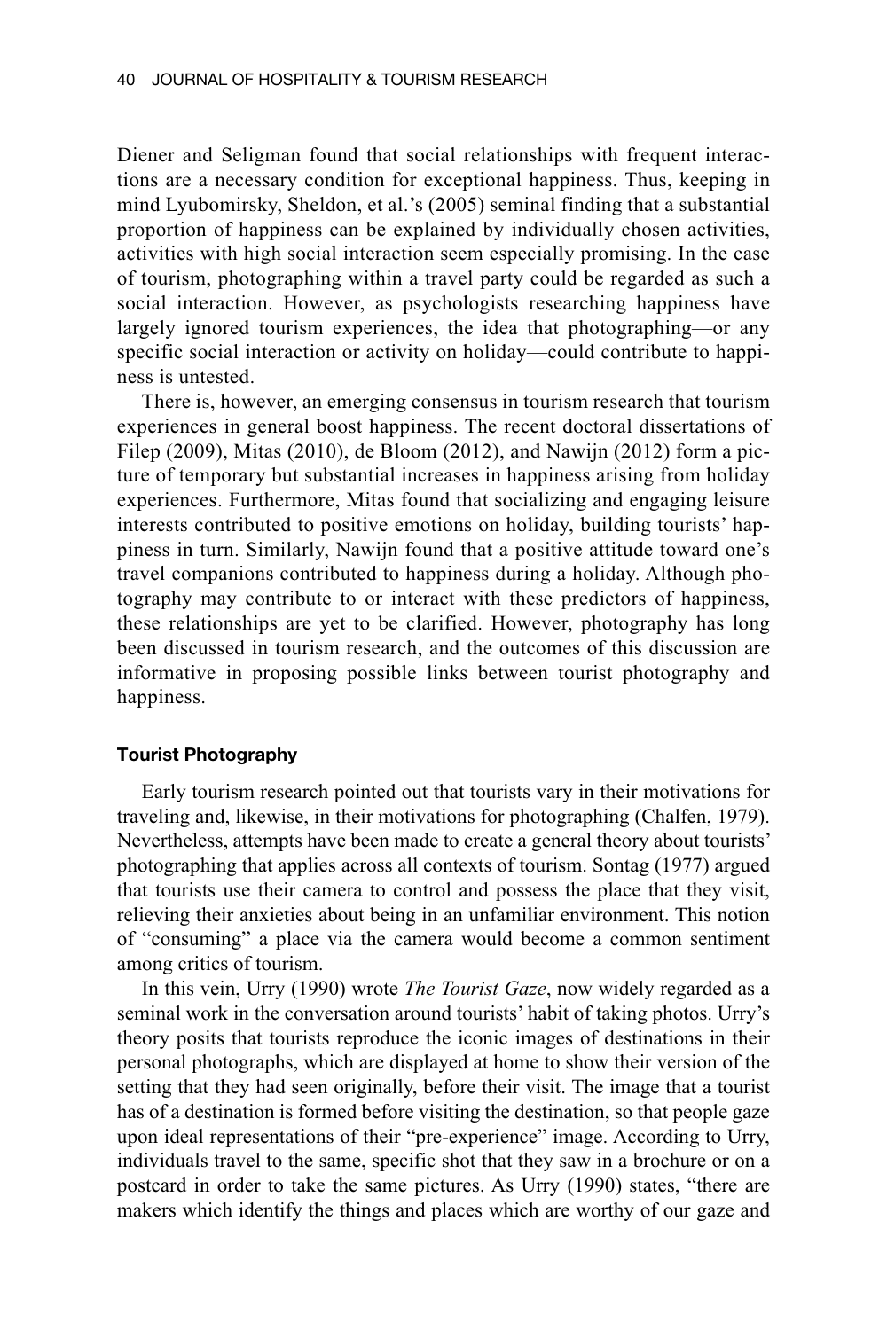Diener and Seligman found that social relationships with frequent interactions are a necessary condition for exceptional happiness. Thus, keeping in mind Lyubomirsky, Sheldon, et al.'s (2005) seminal finding that a substantial proportion of happiness can be explained by individually chosen activities, activities with high social interaction seem especially promising. In the case of tourism, photographing within a travel party could be regarded as such a social interaction. However, as psychologists researching happiness have largely ignored tourism experiences, the idea that photographing—or any specific social interaction or activity on holiday—could contribute to happiness is untested.

There is, however, an emerging consensus in tourism research that tourism experiences in general boost happiness. The recent doctoral dissertations of Filep (2009), Mitas (2010), de Bloom (2012), and Nawijn (2012) form a picture of temporary but substantial increases in happiness arising from holiday experiences. Furthermore, Mitas found that socializing and engaging leisure interests contributed to positive emotions on holiday, building tourists' happiness in turn. Similarly, Nawijn found that a positive attitude toward one's travel companions contributed to happiness during a holiday. Although photography may contribute to or interact with these predictors of happiness, these relationships are yet to be clarified. However, photography has long been discussed in tourism research, and the outcomes of this discussion are informative in proposing possible links between tourist photography and happiness.

### Tourist Photography

Early tourism research pointed out that tourists vary in their motivations for traveling and, likewise, in their motivations for photographing (Chalfen, 1979). Nevertheless, attempts have been made to create a general theory about tourists' photographing that applies across all contexts of tourism. Sontag (1977) argued that tourists use their camera to control and possess the place that they visit, relieving their anxieties about being in an unfamiliar environment. This notion of "consuming" a place via the camera would become a common sentiment among critics of tourism.

In this vein, Urry (1990) wrote *The Tourist Gaze*, now widely regarded as a seminal work in the conversation around tourists' habit of taking photos. Urry's theory posits that tourists reproduce the iconic images of destinations in their personal photographs, which are displayed at home to show their version of the setting that they had seen originally, before their visit. The image that a tourist has of a destination is formed before visiting the destination, so that people gaze upon ideal representations of their "pre-experience" image. According to Urry, individuals travel to the same, specific shot that they saw in a brochure or on a postcard in order to take the same pictures. As Urry (1990) states, "there are makers which identify the things and places which are worthy of our gaze and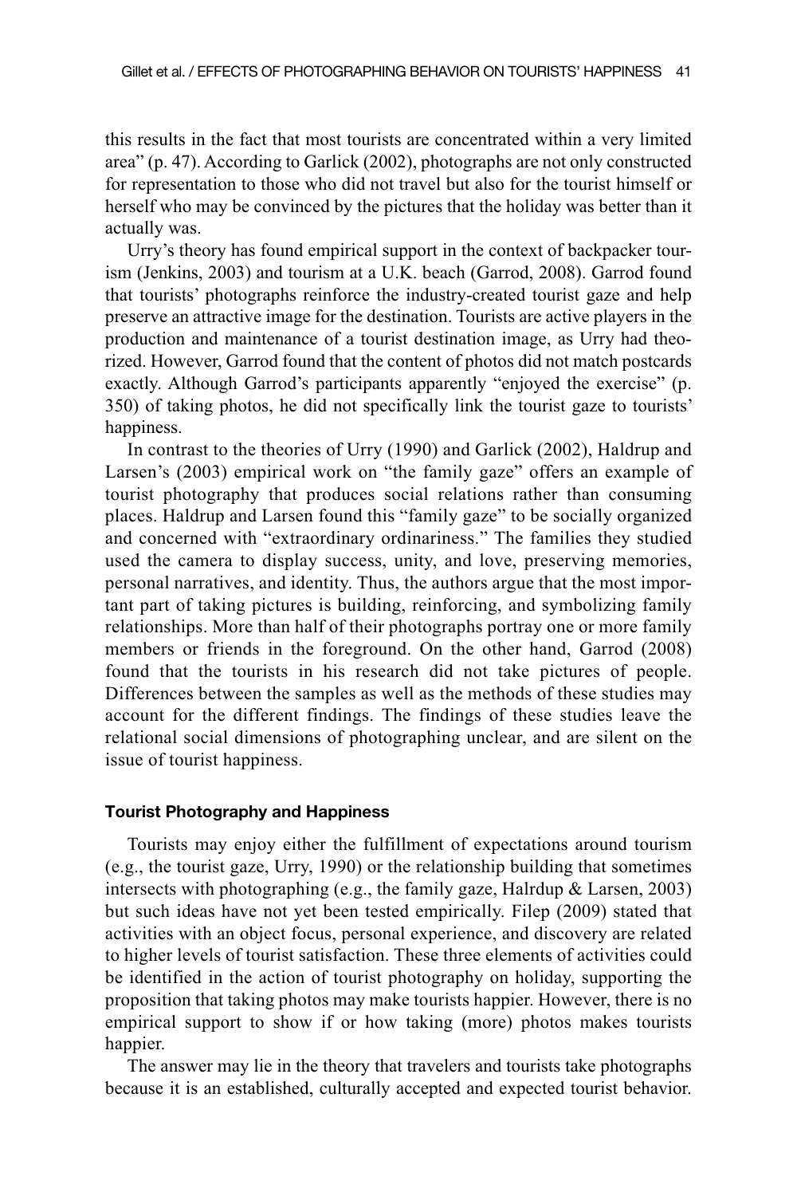this results in the fact that most tourists are concentrated within a very limited area" (p. 47). According to Garlick (2002), photographs are not only constructed for representation to those who did not travel but also for the tourist himself or herself who may be convinced by the pictures that the holiday was better than it actually was.

Urry's theory has found empirical support in the context of backpacker tourism (Jenkins, 2003) and tourism at a U.K. beach (Garrod, 2008). Garrod found that tourists' photographs reinforce the industry-created tourist gaze and help preserve an attractive image for the destination. Tourists are active players in the production and maintenance of a tourist destination image, as Urry had theorized. However, Garrod found that the content of photos did not match postcards exactly. Although Garrod's participants apparently "enjoyed the exercise" (p. 350) of taking photos, he did not specifically link the tourist gaze to tourists' happiness.

In contrast to the theories of Urry (1990) and Garlick (2002), Haldrup and Larsen's (2003) empirical work on "the family gaze" offers an example of tourist photography that produces social relations rather than consuming places. Haldrup and Larsen found this "family gaze" to be socially organized and concerned with "extraordinary ordinariness." The families they studied used the camera to display success, unity, and love, preserving memories, personal narratives, and identity. Thus, the authors argue that the most important part of taking pictures is building, reinforcing, and symbolizing family relationships. More than half of their photographs portray one or more family members or friends in the foreground. On the other hand, Garrod (2008) found that the tourists in his research did not take pictures of people. Differences between the samples as well as the methods of these studies may account for the different findings. The findings of these studies leave the relational social dimensions of photographing unclear, and are silent on the issue of tourist happiness.

### Tourist Photography and Happiness

Tourists may enjoy either the fulfillment of expectations around tourism (e.g., the tourist gaze, Urry, 1990) or the relationship building that sometimes intersects with photographing (e.g., the family gaze, Halrdup & Larsen, 2003) but such ideas have not yet been tested empirically. Filep (2009) stated that activities with an object focus, personal experience, and discovery are related to higher levels of tourist satisfaction. These three elements of activities could be identified in the action of tourist photography on holiday, supporting the proposition that taking photos may make tourists happier. However, there is no empirical support to show if or how taking (more) photos makes tourists happier.

The answer may lie in the theory that travelers and tourists take photographs because it is an established, culturally accepted and expected tourist behavior.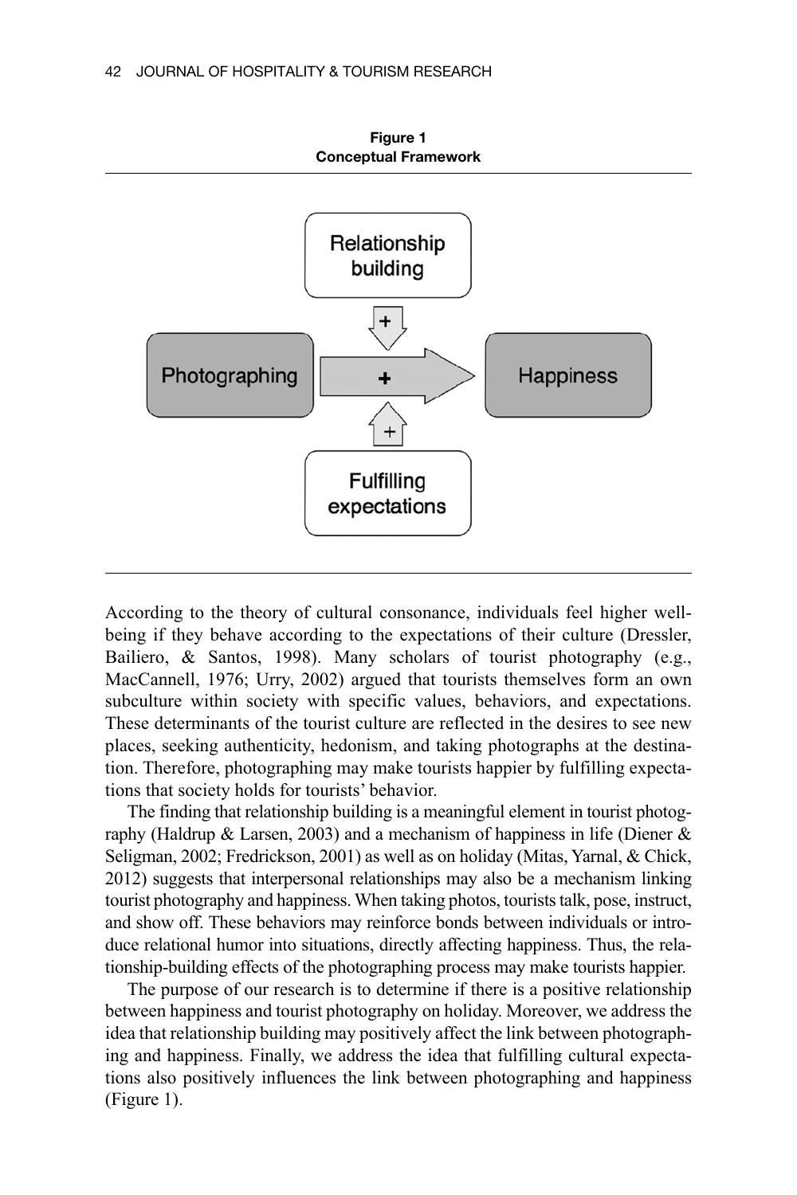**Figure 1**
**Conceptual Framework**

According to the theory of cultural consonance, individuals feel higher well-being if they behave according to the expectations of their culture (Dressler, Bailiero, & Santos, 1998). Many scholars of tourist photography (e.g., MacCannell, 1976; Urry, 2002) argued that tourists themselves form an own subculture within society with specific values, behaviors, and expectations. These determinants of the tourist culture are reflected in the desires to see new places, seeking authenticity, hedonism, and taking photographs at the destination. Therefore, photographing may make tourists happier by fulfilling expectations that society holds for tourists' behavior.

The finding that relationship building is a meaningful element in tourist photography (Haldrup & Larsen, 2003) and a mechanism of happiness in life (Diener & Seligman, 2002; Fredrickson, 2001) as well as on holiday (Mitas, Yarnal, & Chick, 2012) suggests that interpersonal relationships may also be a mechanism linking tourist photography and happiness. When taking photos, tourists talk, pose, instruct, and show off. These behaviors may reinforce bonds between individuals or introduce relational humor into situations, directly affecting happiness. Thus, the relationship-building effects of the photographing process may make tourists happier.

The purpose of our research is to determine if there is a positive relationship between happiness and tourist photography on holiday. Moreover, we address the idea that relationship building may positively affect the link between photographing and happiness. Finally, we address the idea that fulfilling cultural expectations also positively influences the link between photographing and happiness (Figure 1).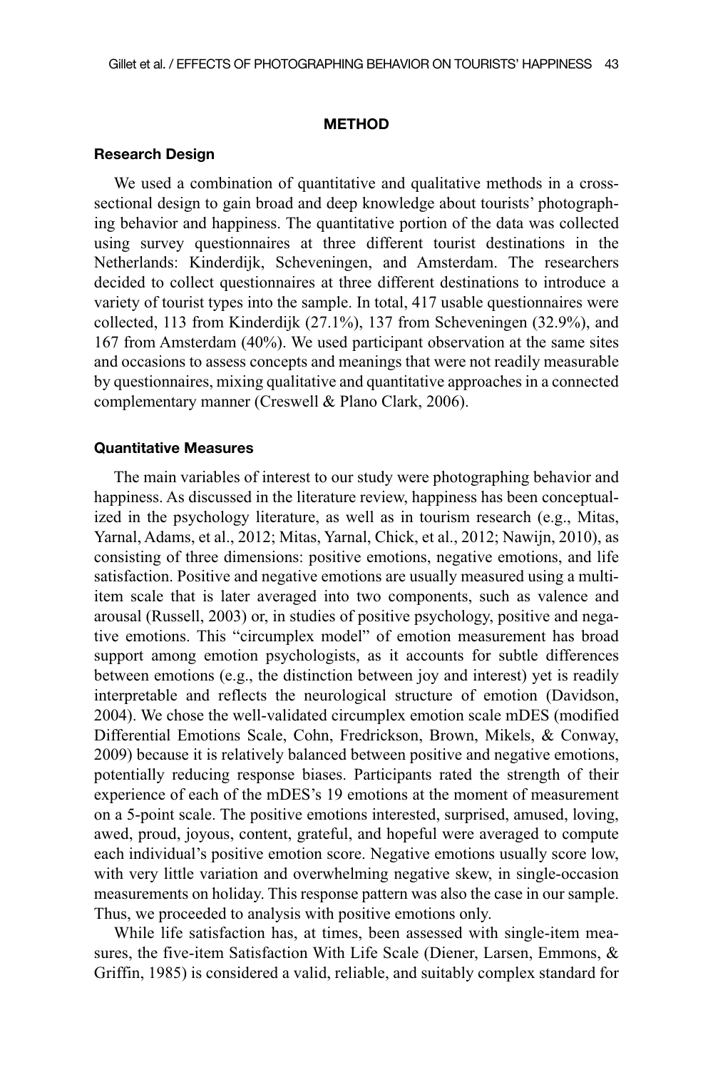## METHOD

### Research Design

We used a combination of quantitative and qualitative methods in a cross-sectional design to gain broad and deep knowledge about tourists' photographing behavior and happiness. The quantitative portion of the data was collected using survey questionnaires at three different tourist destinations in the Netherlands: Kinderdijk, Scheveningen, and Amsterdam. The researchers decided to collect questionnaires at three different destinations to introduce a variety of tourist types into the sample. In total, 417 usable questionnaires were collected, 113 from Kinderdijk (27.1%), 137 from Scheveningen (32.9%), and 167 from Amsterdam (40%). We used participant observation at the same sites and occasions to assess concepts and meanings that were not readily measurable by questionnaires, mixing qualitative and quantitative approaches in a connected complementary manner (Creswell & Plano Clark, 2006).

### Quantitative Measures

The main variables of interest to our study were photographing behavior and happiness. As discussed in the literature review, happiness has been conceptualized in the psychology literature, as well as in tourism research (e.g., Mitas, Yarnal, Adams, et al., 2012; Mitas, Yarnal, Chick, et al., 2012; Nawijn, 2010), as consisting of three dimensions: positive emotions, negative emotions, and life satisfaction. Positive and negative emotions are usually measured using a multi-item scale that is later averaged into two components, such as valence and arousal (Russell, 2003) or, in studies of positive psychology, positive and negative emotions. This "circumplex model" of emotion measurement has broad support among emotion psychologists, as it accounts for subtle differences between emotions (e.g., the distinction between joy and interest) yet is readily interpretable and reflects the neurological structure of emotion (Davidson, 2004). We chose the well-validated circumplex emotion scale mDES (modified Differential Emotions Scale, Cohn, Fredrickson, Brown, Mikels, & Conway, 2009) because it is relatively balanced between positive and negative emotions, potentially reducing response biases. Participants rated the strength of their experience of each of the mDES's 19 emotions at the moment of measurement on a 5-point scale. The positive emotions interested, surprised, amused, loving, awed, proud, joyous, content, grateful, and hopeful were averaged to compute each individual's positive emotion score. Negative emotions usually score low, with very little variation and overwhelming negative skew, in single-occasion measurements on holiday. This response pattern was also the case in our sample. Thus, we proceeded to analysis with positive emotions only.

While life satisfaction has, at times, been assessed with single-item measures, the five-item Satisfaction With Life Scale (Diener, Larsen, Emmons, & Griffin, 1985) is considered a valid, reliable, and suitably complex standard for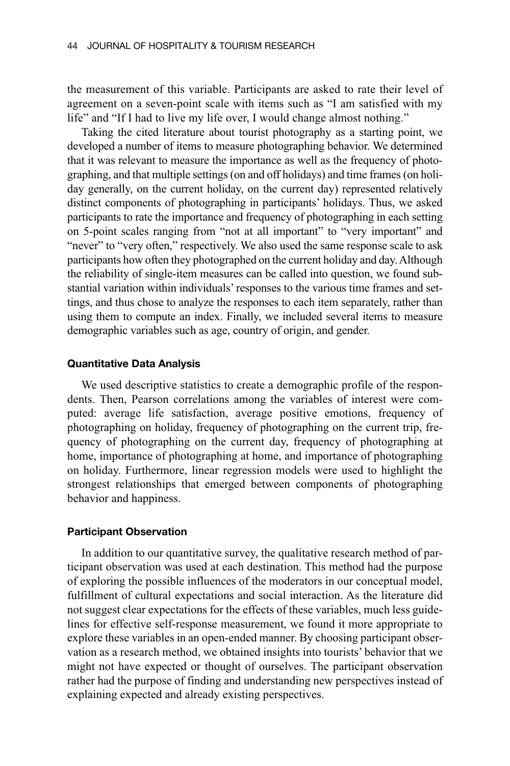the measurement of this variable. Participants are asked to rate their level of agreement on a seven-point scale with items such as "I am satisfied with my life" and "If I had to live my life over, I would change almost nothing."

Taking the cited literature about tourist photography as a starting point, we developed a number of items to measure photographing behavior. We determined that it was relevant to measure the importance as well as the frequency of photographing, and that multiple settings (on and off holidays) and time frames (on holiday generally, on the current holiday, on the current day) represented relatively distinct components of photographing in participants' holidays. Thus, we asked participants to rate the importance and frequency of photographing in each setting on 5-point scales ranging from "not at all important" to "very important" and "never" to "very often," respectively. We also used the same response scale to ask participants how often they photographed on the current holiday and day. Although the reliability of single-item measures can be called into question, we found substantial variation within individuals' responses to the various time frames and settings, and thus chose to analyze the responses to each item separately, rather than using them to compute an index. Finally, we included several items to measure demographic variables such as age, country of origin, and gender.

### Quantitative Data Analysis

We used descriptive statistics to create a demographic profile of the respondents. Then, Pearson correlations among the variables of interest were computed: average life satisfaction, average positive emotions, frequency of photographing on holiday, frequency of photographing on the current trip, frequency of photographing on the current day, frequency of photographing at home, importance of photographing at home, and importance of photographing on holiday. Furthermore, linear regression models were used to highlight the strongest relationships that emerged between components of photographing behavior and happiness.

### Participant Observation

In addition to our quantitative survey, the qualitative research method of participant observation was used at each destination. This method had the purpose of exploring the possible influences of the moderators in our conceptual model, fulfillment of cultural expectations and social interaction. As the literature did not suggest clear expectations for the effects of these variables, much less guidelines for effective self-response measurement, we found it more appropriate to explore these variables in an open-ended manner. By choosing participant observation as a research method, we obtained insights into tourists' behavior that we might not have expected or thought of ourselves. The participant observation rather had the purpose of finding and understanding new perspectives instead of explaining expected and already existing perspectives.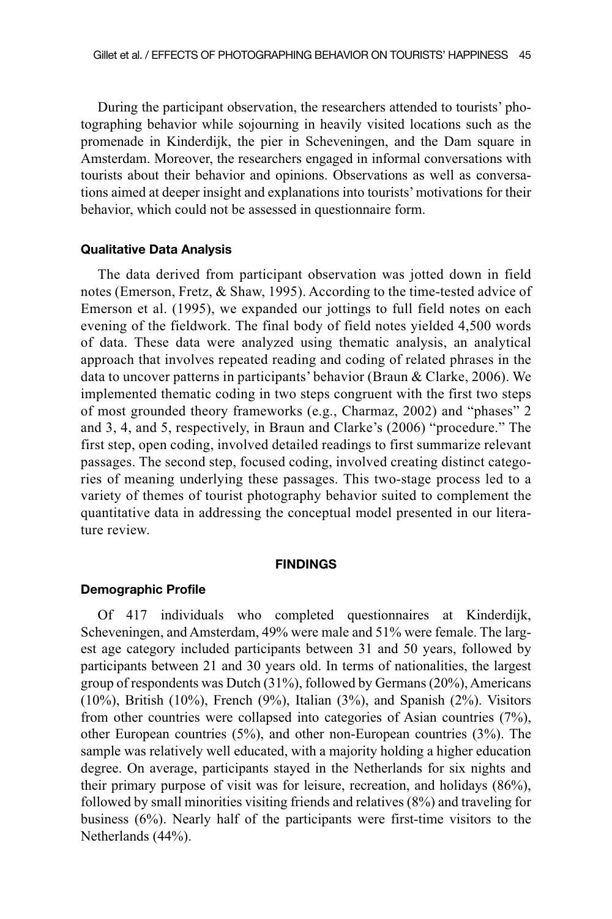During the participant observation, the researchers attended to tourists' photographing behavior while sojourning in heavily visited locations such as the promenade in Kinderdijk, the pier in Scheveningen, and the Dam square in Amsterdam. Moreover, the researchers engaged in informal conversations with tourists about their behavior and opinions. Observations as well as conversations aimed at deeper insight and explanations into tourists' motivations for their behavior, which could not be assessed in questionnaire form.

### Qualitative Data Analysis

The data derived from participant observation was jotted down in field notes (Emerson, Fretz, & Shaw, 1995). According to the time-tested advice of Emerson et al. (1995), we expanded our jottings to full field notes on each evening of the fieldwork. The final body of field notes yielded 4,500 words of data. These data were analyzed using thematic analysis, an analytical approach that involves repeated reading and coding of related phrases in the data to uncover patterns in participants' behavior (Braun & Clarke, 2006). We implemented thematic coding in two steps congruent with the first two steps of most grounded theory frameworks (e.g., Charmaz, 2002) and "phases" 2 and 3, 4, and 5, respectively, in Braun and Clarke's (2006) "procedure." The first step, open coding, involved detailed readings to first summarize relevant passages. The second step, focused coding, involved creating distinct categories of meaning underlying these passages. This two-stage process led to a variety of themes of tourist photography behavior suited to complement the quantitative data in addressing the conceptual model presented in our literature review.

## FINDINGS

### Demographic Profile

Of 417 individuals who completed questionnaires at Kinderdijk, Scheveningen, and Amsterdam, 49% were male and 51% were female. The largest age category included participants between 31 and 50 years, followed by participants between 21 and 30 years old. In terms of nationalities, the largest group of respondents was Dutch (31%), followed by Germans (20%), Americans (10%), British (10%), French (9%), Italian (3%), and Spanish (2%). Visitors from other countries were collapsed into categories of Asian countries (7%), other European countries (5%), and other non-European countries (3%). The sample was relatively well educated, with a majority holding a higher education degree. On average, participants stayed in the Netherlands for six nights and their primary purpose of visit was for leisure, recreation, and holidays (86%), followed by small minorities visiting friends and relatives (8%) and traveling for business (6%). Nearly half of the participants were first-time visitors to the Netherlands (44%).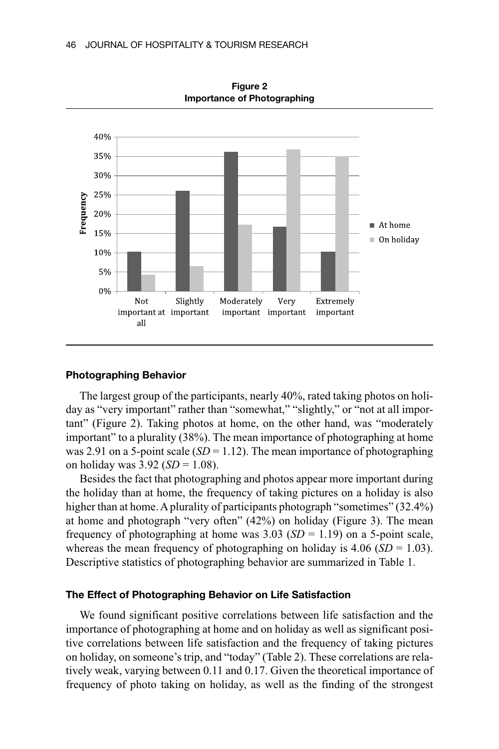**Figure 2**
**Importance of Photographing**

### Photographing Behavior

The largest group of the participants, nearly 40%, rated taking photos on holiday as "very important" rather than "somewhat," "slightly," or "not at all important" (Figure 2). Taking photos at home, on the other hand, was "moderately important" to a plurality (38%). The mean importance of photographing at home was 2.91 on a 5-point scale (*SD* = 1.12). The mean importance of photographing on holiday was 3.92 (*SD* = 1.08).

Besides the fact that photographing and photos appear more important during the holiday than at home, the frequency of taking pictures on a holiday is also higher than at home. A plurality of participants photograph "sometimes" (32.4%) at home and photograph "very often" (42%) on holiday (Figure 3). The mean frequency of photographing at home was 3.03 (*SD* = 1.19) on a 5-point scale, whereas the mean frequency of photographing on holiday is 4.06 (*SD* = 1.03). Descriptive statistics of photographing behavior are summarized in Table 1.

### The Effect of Photographing Behavior on Life Satisfaction

We found significant positive correlations between life satisfaction and the importance of photographing at home and on holiday as well as significant positive correlations between life satisfaction and the frequency of taking pictures on holiday, on someone's trip, and "today" (Table 2). These correlations are relatively weak, varying between 0.11 and 0.17. Given the theoretical importance of frequency of photo taking on holiday, as well as the finding of the strongest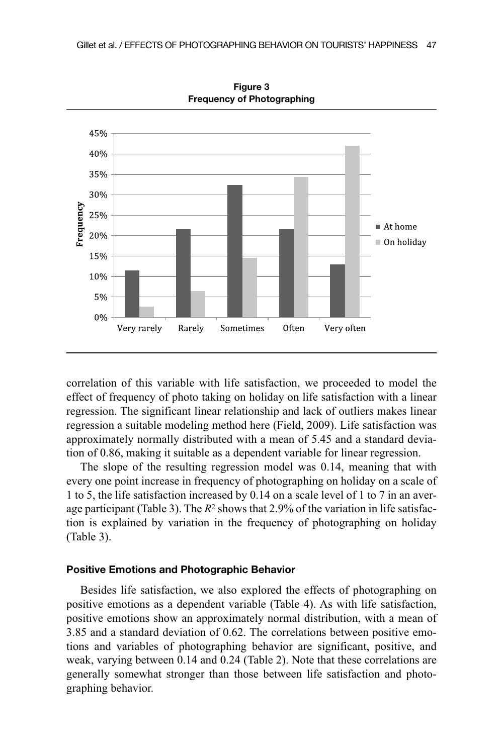**Figure 3**
**Frequency of Photographing**

correlation of this variable with life satisfaction, we proceeded to model the effect of frequency of photo taking on holiday on life satisfaction with a linear regression. The significant linear relationship and lack of outliers makes linear regression a suitable modeling method here (Field, 2009). Life satisfaction was approximately normally distributed with a mean of 5.45 and a standard deviation of 0.86, making it suitable as a dependent variable for linear regression.

The slope of the resulting regression model was 0.14, meaning that with every one point increase in frequency of photographing on holiday on a scale of 1 to 5, the life satisfaction increased by 0.14 on a scale level of 1 to 7 in an average participant (Table 3). The $R^2$ shows that 2.9% of the variation in life satisfaction is explained by variation in the frequency of photographing on holiday (Table 3).

### Positive Emotions and Photographic Behavior

Besides life satisfaction, we also explored the effects of photographing on positive emotions as a dependent variable (Table 4). As with life satisfaction, positive emotions show an approximately normal distribution, with a mean of 3.85 and a standard deviation of 0.62. The correlations between positive emotions and variables of photographing behavior are significant, positive, and weak, varying between 0.14 and 0.24 (Table 2). Note that these correlations are generally somewhat stronger than those between life satisfaction and photographing behavior.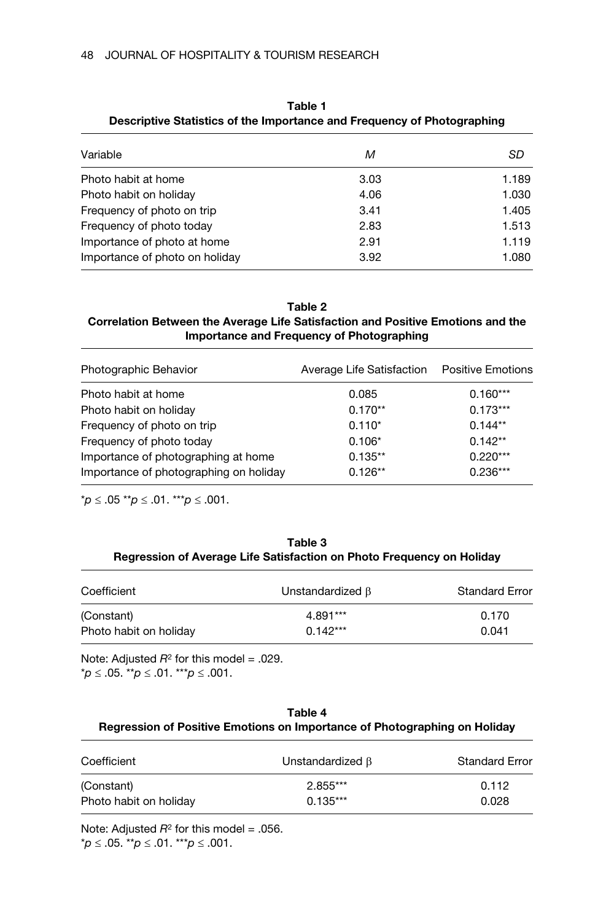**Table 1**
**Descriptive Statistics of the Importance and Frequency of Photographing**

| Variable | *M* | *SD* |
|---|---|---|
| Photo habit at home | 3.03 | 1.189 |
| Photo habit on holiday | 4.06 | 1.030 |
| Frequency of photo on trip | 3.41 | 1.405 |
| Frequency of photo today | 2.83 | 1.513 |
| Importance of photo at home | 2.91 | 1.119 |
| Importance of photo on holiday | 3.92 | 1.080 |

**Table 2**
**Correlation Between the Average Life Satisfaction and Positive Emotions and the Importance and Frequency of Photographing**

| Photographic Behavior | Average Life Satisfaction | Positive Emotions |
|---|---|---|
| Photo habit at home | 0.085 | 0.160*** |
| Photo habit on holiday | 0.170** | 0.173*** |
| Frequency of photo on trip | 0.110* | 0.144** |
| Frequency of photo today | 0.106* | 0.142** |
| Importance of photographing at home | 0.135** | 0.220*** |
| Importance of photographing on holiday | 0.126** | 0.236*** |

*$p \leq .05$ **$p \leq .01$. ***$p \leq .001$.

**Table 3**
**Regression of Average Life Satisfaction on Photo Frequency on Holiday**

| Coefficient | Unstandardized β | Standard Error |
|---|---|---|
| (Constant) | 4.891*** | 0.170 |
| Photo habit on holiday | 0.142*** | 0.041 |

Note: Adjusted $R^2$ for this model = .029.
*$p \leq .05$. **$p \leq .01$. ***$p \leq .001$.

**Table 4**
**Regression of Positive Emotions on Importance of Photographing on Holiday**

| Coefficient | Unstandardized β | Standard Error |
|---|---|---|
| (Constant) | 2.855*** | 0.112 |
| Photo habit on holiday | 0.135*** | 0.028 |

Note: Adjusted $R^2$ for this model = .056.
*$p \leq .05$. **$p \leq .01$. ***$p \leq .001$.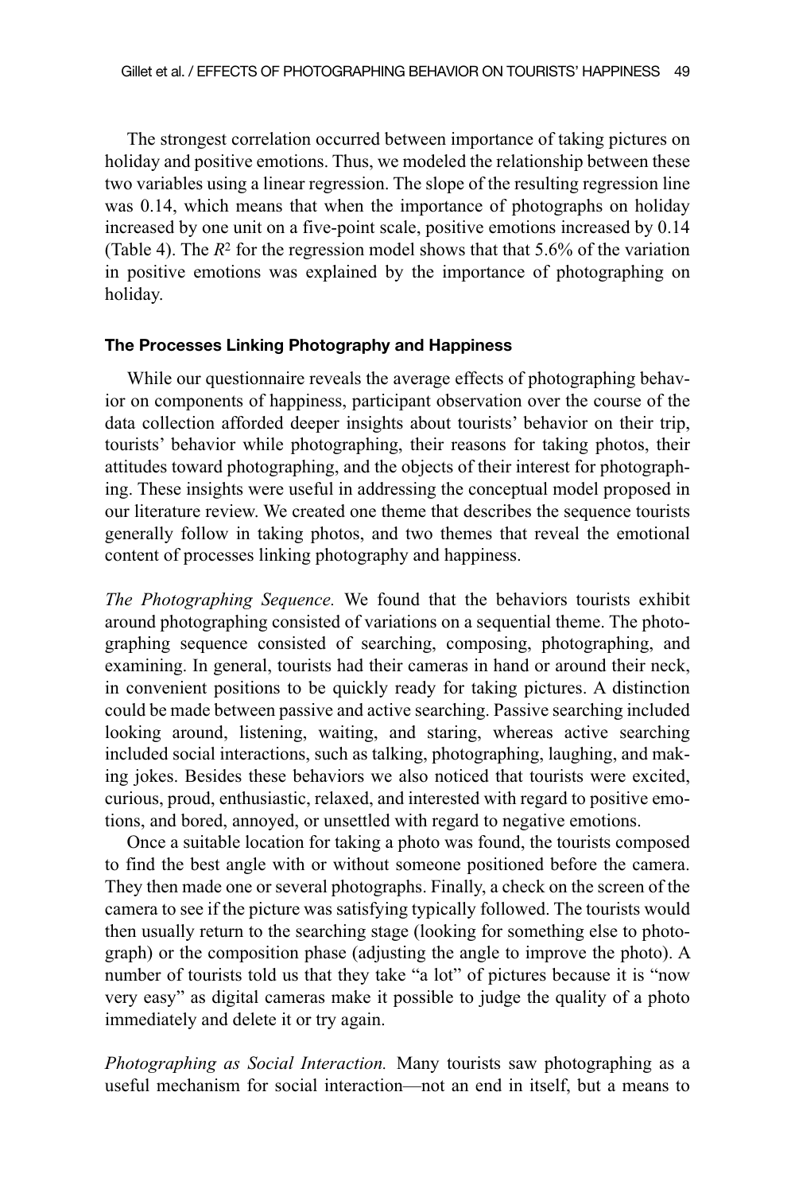The strongest correlation occurred between importance of taking pictures on holiday and positive emotions. Thus, we modeled the relationship between these two variables using a linear regression. The slope of the resulting regression line was 0.14, which means that when the importance of photographs on holiday increased by one unit on a five-point scale, positive emotions increased by 0.14 (Table 4). The $R^2$ for the regression model shows that that 5.6% of the variation in positive emotions was explained by the importance of photographing on holiday.

### The Processes Linking Photography and Happiness

While our questionnaire reveals the average effects of photographing behavior on components of happiness, participant observation over the course of the data collection afforded deeper insights about tourists' behavior on their trip, tourists' behavior while photographing, their reasons for taking photos, their attitudes toward photographing, and the objects of their interest for photographing. These insights were useful in addressing the conceptual model proposed in our literature review. We created one theme that describes the sequence tourists generally follow in taking photos, and two themes that reveal the emotional content of processes linking photography and happiness.

*The Photographing Sequence.* We found that the behaviors tourists exhibit around photographing consisted of variations on a sequential theme. The photographing sequence consisted of searching, composing, photographing, and examining. In general, tourists had their cameras in hand or around their neck, in convenient positions to be quickly ready for taking pictures. A distinction could be made between passive and active searching. Passive searching included looking around, listening, waiting, and staring, whereas active searching included social interactions, such as talking, photographing, laughing, and making jokes. Besides these behaviors we also noticed that tourists were excited, curious, proud, enthusiastic, relaxed, and interested with regard to positive emotions, and bored, annoyed, or unsettled with regard to negative emotions.

Once a suitable location for taking a photo was found, the tourists composed to find the best angle with or without someone positioned before the camera. They then made one or several photographs. Finally, a check on the screen of the camera to see if the picture was satisfying typically followed. The tourists would then usually return to the searching stage (looking for something else to photograph) or the composition phase (adjusting the angle to improve the photo). A number of tourists told us that they take "a lot" of pictures because it is "now very easy" as digital cameras make it possible to judge the quality of a photo immediately and delete it or try again.

*Photographing as Social Interaction.* Many tourists saw photographing as a useful mechanism for social interaction—not an end in itself, but a means to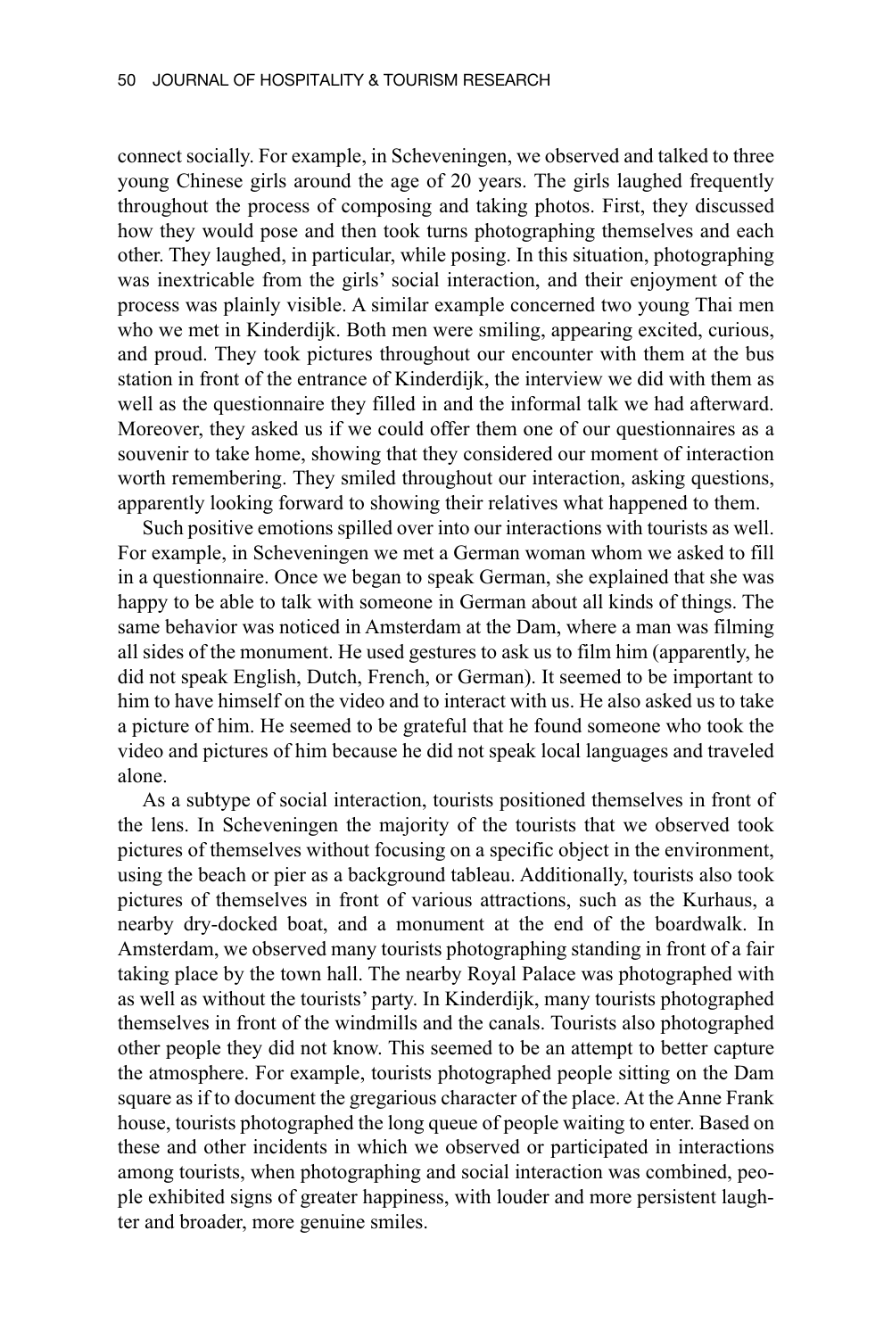connect socially. For example, in Scheveningen, we observed and talked to three young Chinese girls around the age of 20 years. The girls laughed frequently throughout the process of composing and taking photos. First, they discussed how they would pose and then took turns photographing themselves and each other. They laughed, in particular, while posing. In this situation, photographing was inextricable from the girls' social interaction, and their enjoyment of the process was plainly visible. A similar example concerned two young Thai men who we met in Kinderdijk. Both men were smiling, appearing excited, curious, and proud. They took pictures throughout our encounter with them at the bus station in front of the entrance of Kinderdijk, the interview we did with them as well as the questionnaire they filled in and the informal talk we had afterward. Moreover, they asked us if we could offer them one of our questionnaires as a souvenir to take home, showing that they considered our moment of interaction worth remembering. They smiled throughout our interaction, asking questions, apparently looking forward to showing their relatives what happened to them.

Such positive emotions spilled over into our interactions with tourists as well. For example, in Scheveningen we met a German woman whom we asked to fill in a questionnaire. Once we began to speak German, she explained that she was happy to be able to talk with someone in German about all kinds of things. The same behavior was noticed in Amsterdam at the Dam, where a man was filming all sides of the monument. He used gestures to ask us to film him (apparently, he did not speak English, Dutch, French, or German). It seemed to be important to him to have himself on the video and to interact with us. He also asked us to take a picture of him. He seemed to be grateful that he found someone who took the video and pictures of him because he did not speak local languages and traveled alone.

As a subtype of social interaction, tourists positioned themselves in front of the lens. In Scheveningen the majority of the tourists that we observed took pictures of themselves without focusing on a specific object in the environment, using the beach or pier as a background tableau. Additionally, tourists also took pictures of themselves in front of various attractions, such as the Kurhaus, a nearby dry-docked boat, and a monument at the end of the boardwalk. In Amsterdam, we observed many tourists photographing standing in front of a fair taking place by the town hall. The nearby Royal Palace was photographed with as well as without the tourists' party. In Kinderdijk, many tourists photographed themselves in front of the windmills and the canals. Tourists also photographed other people they did not know. This seemed to be an attempt to better capture the atmosphere. For example, tourists photographed people sitting on the Dam square as if to document the gregarious character of the place. At the Anne Frank house, tourists photographed the long queue of people waiting to enter. Based on these and other incidents in which we observed or participated in interactions among tourists, when photographing and social interaction was combined, people exhibited signs of greater happiness, with louder and more persistent laughter and broader, more genuine smiles.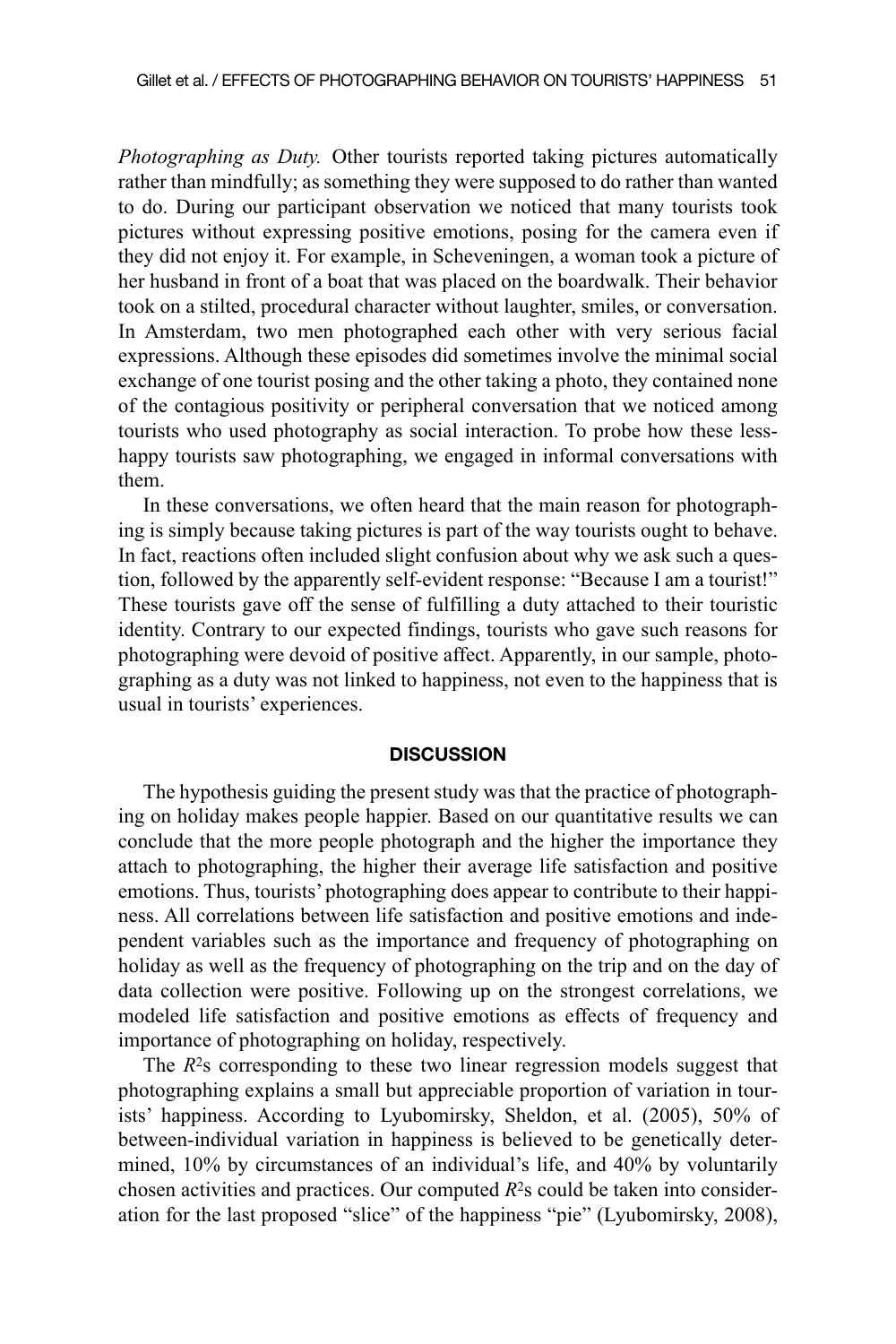*Photographing as Duty.* Other tourists reported taking pictures automatically rather than mindfully; as something they were supposed to do rather than wanted to do. During our participant observation we noticed that many tourists took pictures without expressing positive emotions, posing for the camera even if they did not enjoy it. For example, in Scheveningen, a woman took a picture of her husband in front of a boat that was placed on the boardwalk. Their behavior took on a stilted, procedural character without laughter, smiles, or conversation. In Amsterdam, two men photographed each other with very serious facial expressions. Although these episodes did sometimes involve the minimal social exchange of one tourist posing and the other taking a photo, they contained none of the contagious positivity or peripheral conversation that we noticed among tourists who used photography as social interaction. To probe how these less-happy tourists saw photographing, we engaged in informal conversations with them.

In these conversations, we often heard that the main reason for photographing is simply because taking pictures is part of the way tourists ought to behave. In fact, reactions often included slight confusion about why we ask such a question, followed by the apparently self-evident response: "Because I am a tourist!" These tourists gave off the sense of fulfilling a duty attached to their touristic identity. Contrary to our expected findings, tourists who gave such reasons for photographing were devoid of positive affect. Apparently, in our sample, photographing as a duty was not linked to happiness, not even to the happiness that is usual in tourists' experiences.

## DISCUSSION

The hypothesis guiding the present study was that the practice of photographing on holiday makes people happier. Based on our quantitative results we can conclude that the more people photograph and the higher the importance they attach to photographing, the higher their average life satisfaction and positive emotions. Thus, tourists' photographing does appear to contribute to their happiness. All correlations between life satisfaction and positive emotions and independent variables such as the importance and frequency of photographing on holiday as well as the frequency of photographing on the trip and on the day of data collection were positive. Following up on the strongest correlations, we modeled life satisfaction and positive emotions as effects of frequency and importance of photographing on holiday, respectively.

The $R^2$s corresponding to these two linear regression models suggest that photographing explains a small but appreciable proportion of variation in tourists' happiness. According to Lyubomirsky, Sheldon, et al. (2005), 50% of between-individual variation in happiness is believed to be genetically determined, 10% by circumstances of an individual's life, and 40% by voluntarily chosen activities and practices. Our computed $R^2$s could be taken into consideration for the last proposed "slice" of the happiness "pie" (Lyubomirsky, 2008),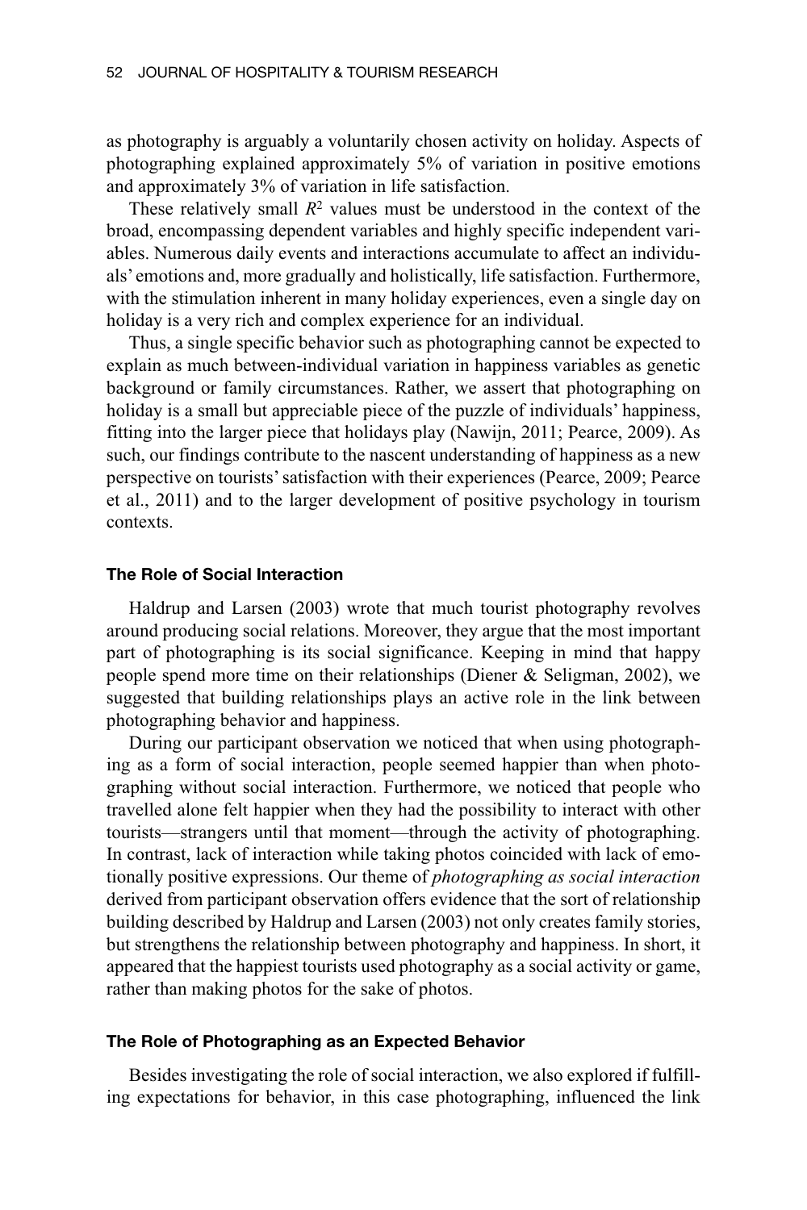as photography is arguably a voluntarily chosen activity on holiday. Aspects of photographing explained approximately 5% of variation in positive emotions and approximately 3% of variation in life satisfaction.

These relatively small $R^2$ values must be understood in the context of the broad, encompassing dependent variables and highly specific independent variables. Numerous daily events and interactions accumulate to affect an individuals' emotions and, more gradually and holistically, life satisfaction. Furthermore, with the stimulation inherent in many holiday experiences, even a single day on holiday is a very rich and complex experience for an individual.

Thus, a single specific behavior such as photographing cannot be expected to explain as much between-individual variation in happiness variables as genetic background or family circumstances. Rather, we assert that photographing on holiday is a small but appreciable piece of the puzzle of individuals' happiness, fitting into the larger piece that holidays play (Nawijn, 2011; Pearce, 2009). As such, our findings contribute to the nascent understanding of happiness as a new perspective on tourists' satisfaction with their experiences (Pearce, 2009; Pearce et al., 2011) and to the larger development of positive psychology in tourism contexts.

### The Role of Social Interaction

Haldrup and Larsen (2003) wrote that much tourist photography revolves around producing social relations. Moreover, they argue that the most important part of photographing is its social significance. Keeping in mind that happy people spend more time on their relationships (Diener & Seligman, 2002), we suggested that building relationships plays an active role in the link between photographing behavior and happiness.

During our participant observation we noticed that when using photographing as a form of social interaction, people seemed happier than when photographing without social interaction. Furthermore, we noticed that people who travelled alone felt happier when they had the possibility to interact with other tourists—strangers until that moment—through the activity of photographing. In contrast, lack of interaction while taking photos coincided with lack of emotionally positive expressions. Our theme of *photographing as social interaction* derived from participant observation offers evidence that the sort of relationship building described by Haldrup and Larsen (2003) not only creates family stories, but strengthens the relationship between photography and happiness. In short, it appeared that the happiest tourists used photography as a social activity or game, rather than making photos for the sake of photos.

### The Role of Photographing as an Expected Behavior

Besides investigating the role of social interaction, we also explored if fulfilling expectations for behavior, in this case photographing, influenced the link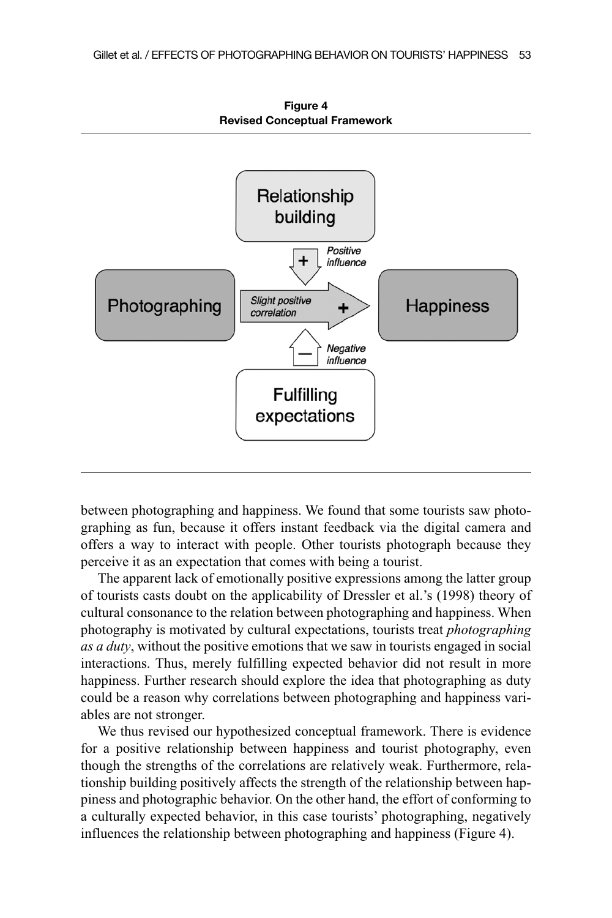**Figure 4**
**Revised Conceptual Framework**

between photographing and happiness. We found that some tourists saw photographing as fun, because it offers instant feedback via the digital camera and offers a way to interact with people. Other tourists photograph because they perceive it as an expectation that comes with being a tourist.

The apparent lack of emotionally positive expressions among the latter group of tourists casts doubt on the applicability of Dressler et al.'s (1998) theory of cultural consonance to the relation between photographing and happiness. When photography is motivated by cultural expectations, tourists treat *photographing as a duty*, without the positive emotions that we saw in tourists engaged in social interactions. Thus, merely fulfilling expected behavior did not result in more happiness. Further research should explore the idea that photographing as duty could be a reason why correlations between photographing and happiness variables are not stronger.

We thus revised our hypothesized conceptual framework. There is evidence for a positive relationship between happiness and tourist photography, even though the strengths of the correlations are relatively weak. Furthermore, relationship building positively affects the strength of the relationship between happiness and photographic behavior. On the other hand, the effort of conforming to a culturally expected behavior, in this case tourists' photographing, negatively influences the relationship between photographing and happiness (Figure 4).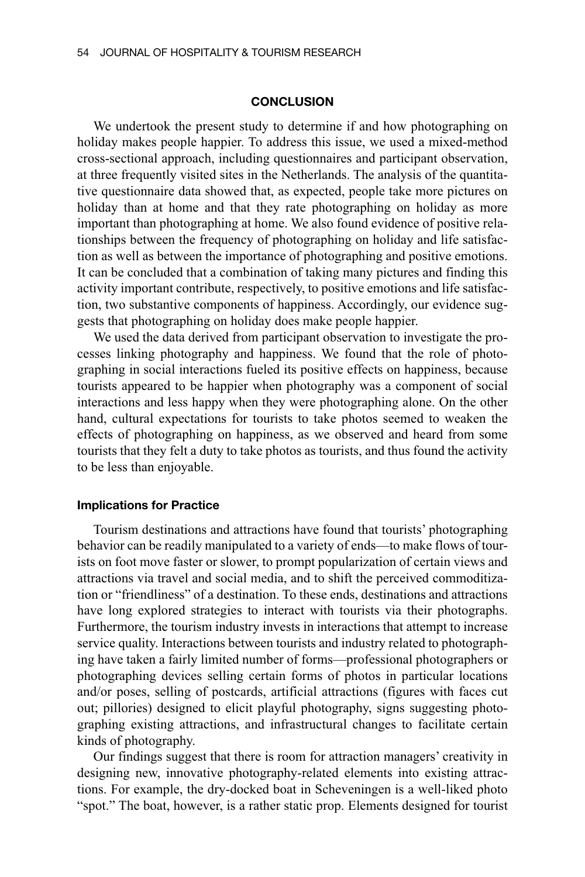## CONCLUSION

We undertook the present study to determine if and how photographing on holiday makes people happier. To address this issue, we used a mixed-method cross-sectional approach, including questionnaires and participant observation, at three frequently visited sites in the Netherlands. The analysis of the quantitative questionnaire data showed that, as expected, people take more pictures on holiday than at home and that they rate photographing on holiday as more important than photographing at home. We also found evidence of positive relationships between the frequency of photographing on holiday and life satisfaction as well as between the importance of photographing and positive emotions. It can be concluded that a combination of taking many pictures and finding this activity important contribute, respectively, to positive emotions and life satisfaction, two substantive components of happiness. Accordingly, our evidence suggests that photographing on holiday does make people happier.

We used the data derived from participant observation to investigate the processes linking photography and happiness. We found that the role of photographing in social interactions fueled its positive effects on happiness, because tourists appeared to be happier when photography was a component of social interactions and less happy when they were photographing alone. On the other hand, cultural expectations for tourists to take photos seemed to weaken the effects of photographing on happiness, as we observed and heard from some tourists that they felt a duty to take photos as tourists, and thus found the activity to be less than enjoyable.

### Implications for Practice

Tourism destinations and attractions have found that tourists' photographing behavior can be readily manipulated to a variety of ends—to make flows of tourists on foot move faster or slower, to prompt popularization of certain views and attractions via travel and social media, and to shift the perceived commoditization or "friendliness" of a destination. To these ends, destinations and attractions have long explored strategies to interact with tourists via their photographs. Furthermore, the tourism industry invests in interactions that attempt to increase service quality. Interactions between tourists and industry related to photographing have taken a fairly limited number of forms—professional photographers or photographing devices selling certain forms of photos in particular locations and/or poses, selling of postcards, artificial attractions (figures with faces cut out; pillories) designed to elicit playful photography, signs suggesting photographing existing attractions, and infrastructural changes to facilitate certain kinds of photography.

Our findings suggest that there is room for attraction managers' creativity in designing new, innovative photography-related elements into existing attractions. For example, the dry-docked boat in Scheveningen is a well-liked photo "spot." The boat, however, is a rather static prop. Elements designed for tourist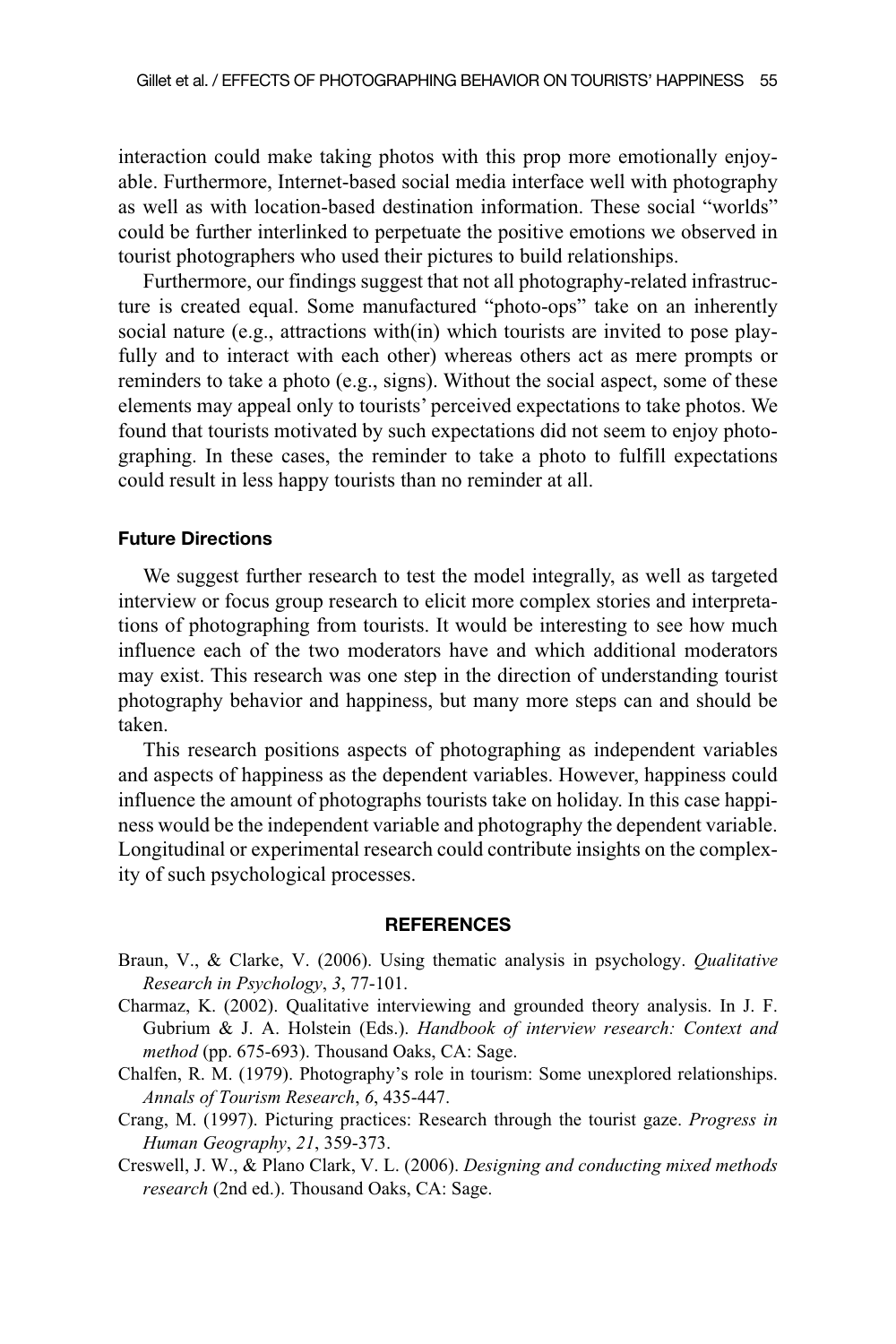interaction could make taking photos with this prop more emotionally enjoyable. Furthermore, Internet-based social media interface well with photography as well as with location-based destination information. These social "worlds" could be further interlinked to perpetuate the positive emotions we observed in tourist photographers who used their pictures to build relationships.

Furthermore, our findings suggest that not all photography-related infrastructure is created equal. Some manufactured "photo-ops" take on an inherently social nature (e.g., attractions with(in) which tourists are invited to pose playfully and to interact with each other) whereas others act as mere prompts or reminders to take a photo (e.g., signs). Without the social aspect, some of these elements may appeal only to tourists' perceived expectations to take photos. We found that tourists motivated by such expectations did not seem to enjoy photographing. In these cases, the reminder to take a photo to fulfill expectations could result in less happy tourists than no reminder at all.

### Future Directions

We suggest further research to test the model integrally, as well as targeted interview or focus group research to elicit more complex stories and interpretations of photographing from tourists. It would be interesting to see how much influence each of the two moderators have and which additional moderators may exist. This research was one step in the direction of understanding tourist photography behavior and happiness, but many more steps can and should be taken.

This research positions aspects of photographing as independent variables and aspects of happiness as the dependent variables. However, happiness could influence the amount of photographs tourists take on holiday. In this case happiness would be the independent variable and photography the dependent variable. Longitudinal or experimental research could contribute insights on the complexity of such psychological processes.

## REFERENCES

Braun, V., & Clarke, V. (2006). Using thematic analysis in psychology. *Qualitative Research in Psychology*, *3*, 77-101.

Charmaz, K. (2002). Qualitative interviewing and grounded theory analysis. In J. F. Gubrium & J. A. Holstein (Eds.). *Handbook of interview research: Context and method* (pp. 675-693). Thousand Oaks, CA: Sage.

Chalfen, R. M. (1979). Photography's role in tourism: Some unexplored relationships. *Annals of Tourism Research*, *6*, 435-447.

Crang, M. (1997). Picturing practices: Research through the tourist gaze. *Progress in Human Geography*, *21*, 359-373.

Creswell, J. W., & Plano Clark, V. L. (2006). *Designing and conducting mixed methods research* (2nd ed.). Thousand Oaks, CA: Sage.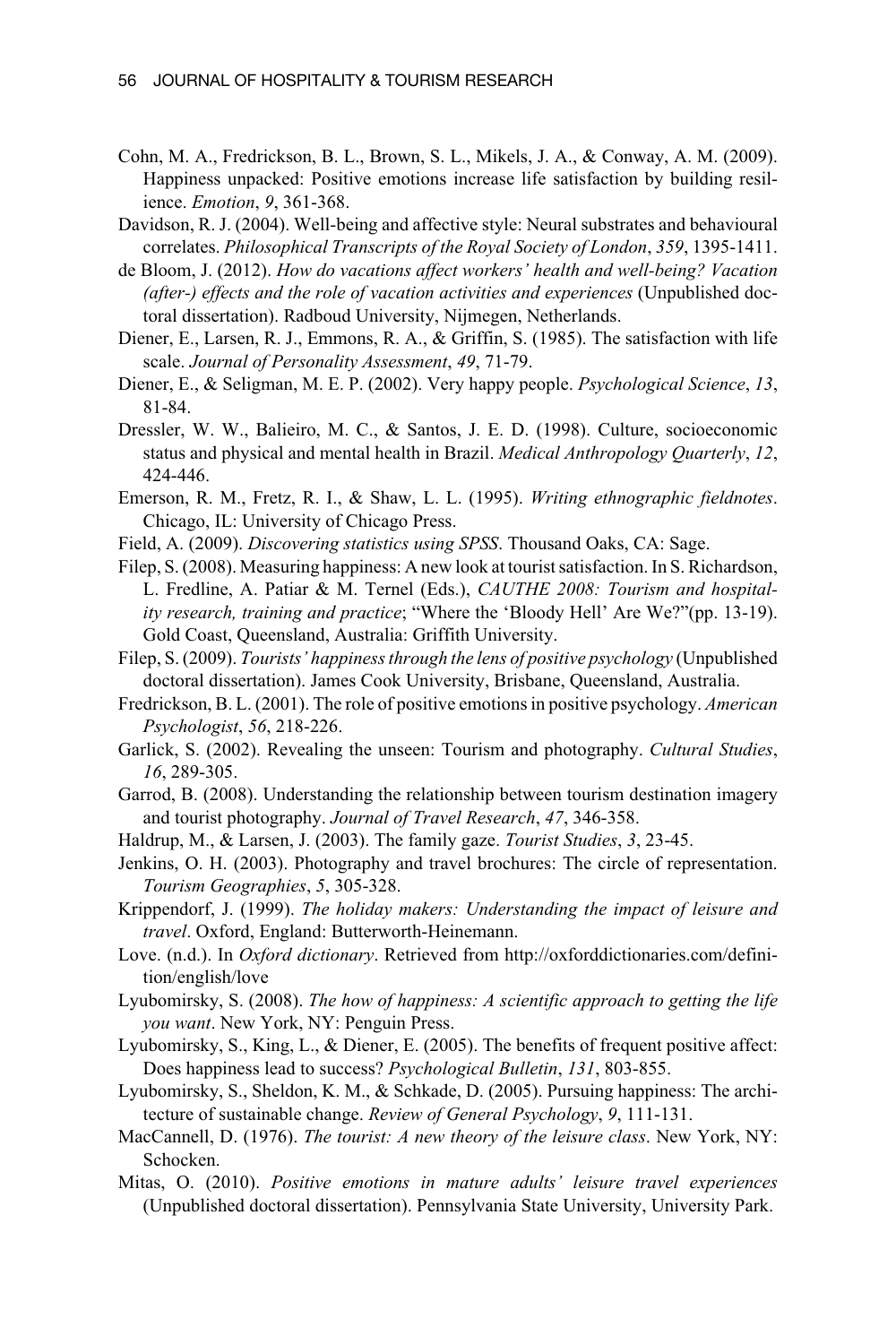Cohn, M. A., Fredrickson, B. L., Brown, S. L., Mikels, J. A., & Conway, A. M. (2009). Happiness unpacked: Positive emotions increase life satisfaction by building resilience. *Emotion*, *9*, 361-368.

Davidson, R. J. (2004). Well-being and affective style: Neural substrates and behavioural correlates. *Philosophical Transcripts of the Royal Society of London*, *359*, 1395-1411.

de Bloom, J. (2012). *How do vacations affect workers' health and well-being? Vacation (after-) effects and the role of vacation activities and experiences* (Unpublished doctoral dissertation). Radboud University, Nijmegen, Netherlands.

Diener, E., Larsen, R. J., Emmons, R. A., & Griffin, S. (1985). The satisfaction with life scale. *Journal of Personality Assessment*, *49*, 71-79.

Diener, E., & Seligman, M. E. P. (2002). Very happy people. *Psychological Science*, *13*, 81-84.

Dressler, W. W., Balieiro, M. C., & Santos, J. E. D. (1998). Culture, socioeconomic status and physical and mental health in Brazil. *Medical Anthropology Quarterly*, *12*, 424-446.

Emerson, R. M., Fretz, R. I., & Shaw, L. L. (1995). *Writing ethnographic fieldnotes*. Chicago, IL: University of Chicago Press.

Field, A. (2009). *Discovering statistics using SPSS*. Thousand Oaks, CA: Sage.

Filep, S. (2008). Measuring happiness: A new look at tourist satisfaction. In S. Richardson, L. Fredline, A. Patiar & M. Ternel (Eds.), *CAUTHE 2008: Tourism and hospitality research, training and practice*; "Where the 'Bloody Hell' Are We?"(pp. 13-19). Gold Coast, Queensland, Australia: Griffith University.

Filep, S. (2009). *Tourists' happiness through the lens of positive psychology* (Unpublished doctoral dissertation). James Cook University, Brisbane, Queensland, Australia.

Fredrickson, B. L. (2001). The role of positive emotions in positive psychology. *American Psychologist*, *56*, 218-226.

Garlick, S. (2002). Revealing the unseen: Tourism and photography. *Cultural Studies*, *16*, 289-305.

Garrod, B. (2008). Understanding the relationship between tourism destination imagery and tourist photography. *Journal of Travel Research*, *47*, 346-358.

Haldrup, M., & Larsen, J. (2003). The family gaze. *Tourist Studies*, *3*, 23-45.

Jenkins, O. H. (2003). Photography and travel brochures: The circle of representation. *Tourism Geographies*, *5*, 305-328.

Krippendorf, J. (1999). *The holiday makers: Understanding the impact of leisure and travel*. Oxford, England: Butterworth-Heinemann.

Love. (n.d.). In *Oxford dictionary*. Retrieved from http://oxforddictionaries.com/definition/english/love

Lyubomirsky, S. (2008). *The how of happiness: A scientific approach to getting the life you want*. New York, NY: Penguin Press.

Lyubomirsky, S., King, L., & Diener, E. (2005). The benefits of frequent positive affect: Does happiness lead to success? *Psychological Bulletin*, *131*, 803-855.

Lyubomirsky, S., Sheldon, K. M., & Schkade, D. (2005). Pursuing happiness: The architecture of sustainable change. *Review of General Psychology*, *9*, 111-131.

MacCannell, D. (1976). *The tourist: A new theory of the leisure class*. New York, NY: Schocken.

Mitas, O. (2010). *Positive emotions in mature adults' leisure travel experiences* (Unpublished doctoral dissertation). Pennsylvania State University, University Park.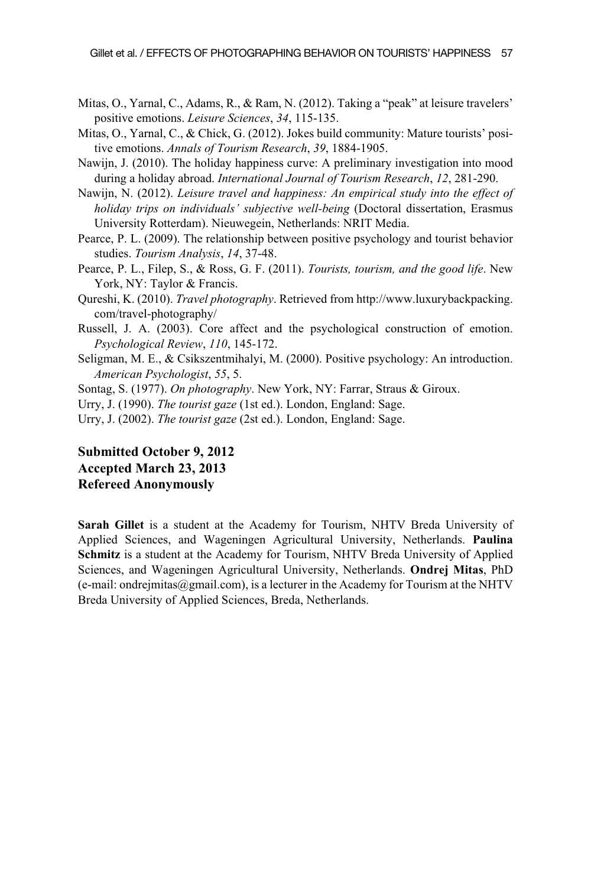Mitas, O., Yarnal, C., Adams, R., & Ram, N. (2012). Taking a "peak" at leisure travelers' positive emotions. *Leisure Sciences*, *34*, 115-135.

Mitas, O., Yarnal, C., & Chick, G. (2012). Jokes build community: Mature tourists' positive emotions. *Annals of Tourism Research*, *39*, 1884-1905.

Nawijn, J. (2010). The holiday happiness curve: A preliminary investigation into mood during a holiday abroad. *International Journal of Tourism Research*, *12*, 281-290.

Nawijn, N. (2012). *Leisure travel and happiness: An empirical study into the effect of holiday trips on individuals' subjective well-being* (Doctoral dissertation, Erasmus University Rotterdam). Nieuwegein, Netherlands: NRIT Media.

Pearce, P. L. (2009). The relationship between positive psychology and tourist behavior studies. *Tourism Analysis*, *14*, 37-48.

Pearce, P. L., Filep, S., & Ross, G. F. (2011). *Tourists, tourism, and the good life*. New York, NY: Taylor & Francis.

Qureshi, K. (2010). *Travel photography*. Retrieved from http://www.luxurybackpacking.com/travel-photography/

Russell, J. A. (2003). Core affect and the psychological construction of emotion. *Psychological Review*, *110*, 145-172.

Seligman, M. E., & Csikszentmihalyi, M. (2000). Positive psychology: An introduction. *American Psychologist*, *55*, 5.

Sontag, S. (1977). *On photography*. New York, NY: Farrar, Straus & Giroux.

Urry, J. (1990). *The tourist gaze* (1st ed.). London, England: Sage.

Urry, J. (2002). *The tourist gaze* (2st ed.). London, England: Sage.

**Submitted October 9, 2012**
**Accepted March 23, 2013**
**Refereed Anonymously**

**Sarah Gillet** is a student at the Academy for Tourism, NHTV Breda University of Applied Sciences, and Wageningen Agricultural University, Netherlands. **Paulina Schmitz** is a student at the Academy for Tourism, NHTV Breda University of Applied Sciences, and Wageningen Agricultural University, Netherlands. **Ondrej Mitas**, PhD (e-mail: ondrejmitas@gmail.com), is a lecturer in the Academy for Tourism at the NHTV Breda University of Applied Sciences, Breda, Netherlands.